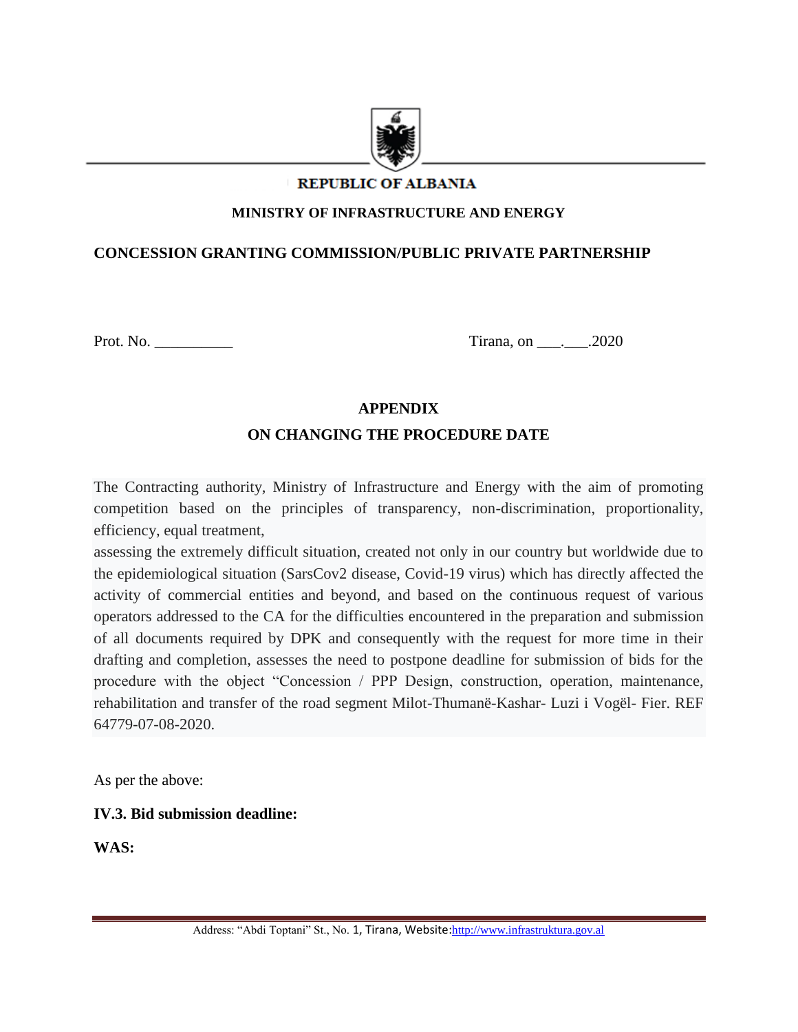**REPUBLIC OF ALBANIA**

**MINISTRY OF INFRASTRUCTURE AND ENERGY**

**CONCESSION GRANTING COMMISSION/PUBLIC PRIVATE PARTNERSHIP**

Prot. No. __________ Tirana, on ___.___.2020

**APPENDIX**

**ON CHANGING THE PROCEDURE DATE**

The Contracting authority, Ministry of Infrastructure and Energy with the aim of promoting competition based on the principles of transparency, non-discrimination, proportionality, efficiency, equal treatment,

assessing the extremely difficult situation, created not only in our country but worldwide due to the epidemiological situation (SarsCov2 disease, Covid-19 virus) which has directly affected the activity of commercial entities and beyond, and based on the continuous request of various operators addressed to the CA for the difficulties encountered in the preparation and submission of all documents required by DPK and consequently with the request for more time in their drafting and completion, assesses the need to postpone deadline for submission of bids for the procedure with the object "Concession / PPP Design, construction, operation, maintenance, rehabilitation and transfer of the road segment Milot-Thumanë-Kashar- Luzi i Vogël- Fier. REF 64779-07-08-2020.

As per the above:

**IV.3. Bid submission deadline:**

**WAS:**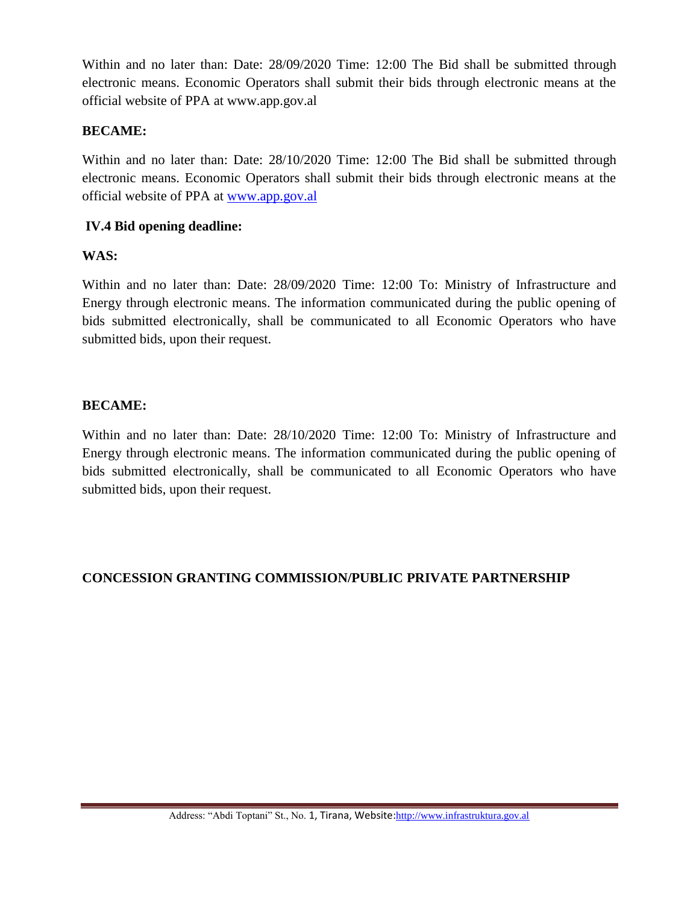Within and no later than: Date: 28/09/2020 Time: 12:00 The Bid shall be submitted through electronic means. Economic Operators shall submit their bids through electronic means at the official website of PPA at www.app.gov.al

**BECAME:**

Within and no later than: Date: 28/10/2020 Time: 12:00 The Bid shall be submitted through electronic means. Economic Operators shall submit their bids through electronic means at the official website of PPA at www.app.gov.al

**IV.4 Bid opening deadline:**

**WAS:**

Within and no later than: Date: 28/09/2020 Time: 12:00 To: Ministry of Infrastructure and Energy through electronic means. The information communicated during the public opening of bids submitted electronically, shall be communicated to all Economic Operators who have submitted bids, upon their request.

**BECAME:**

Within and no later than: Date: 28/10/2020 Time: 12:00 To: Ministry of Infrastructure and Energy through electronic means. The information communicated during the public opening of bids submitted electronically, shall be communicated to all Economic Operators who have submitted bids, upon their request.

**CONCESSION GRANTING COMMISSION/PUBLIC PRIVATE PARTNERSHIP**